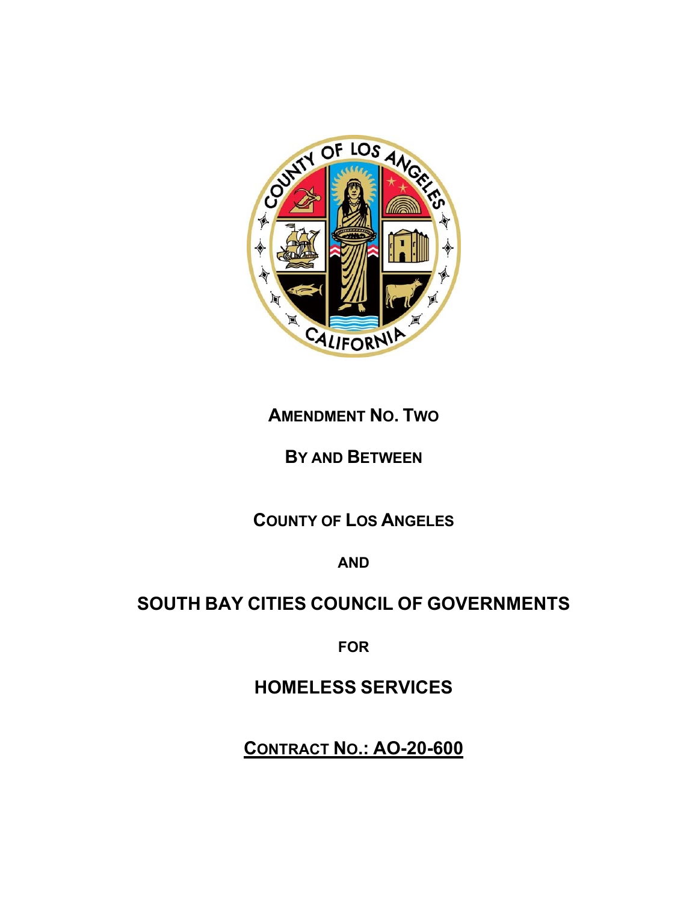**AMENDMENT NO. TWO**

**BY AND BETWEEN**

**COUNTY OF LOS ANGELES**

**AND**

**SOUTH BAY CITIES COUNCIL OF GOVERNMENTS**

**FOR**

**HOMELESS SERVICES**

**CONTRACT NO.: AO-20-600**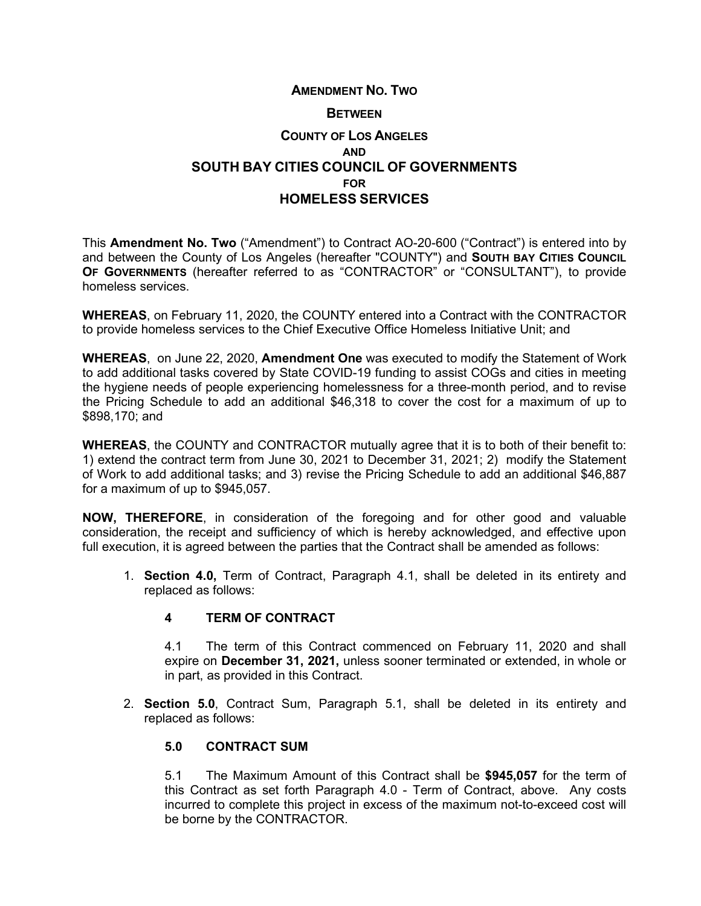**AMENDMENT NO. TWO**

**BETWEEN**

**COUNTY OF LOS ANGELES**

**AND**

**SOUTH BAY CITIES COUNCIL OF GOVERNMENTS**

**FOR**

**HOMELESS SERVICES**

This **Amendment No. Two** ("Amendment") to Contract AO-20-600 ("Contract") is entered into by and between the County of Los Angeles (hereafter "COUNTY") and **SOUTH BAY CITIES COUNCIL OF GOVERNMENTS** (hereafter referred to as "CONTRACTOR" or "CONSULTANT"), to provide homeless services.

**WHEREAS**, on February 11, 2020, the COUNTY entered into a Contract with the CONTRACTOR to provide homeless services to the Chief Executive Office Homeless Initiative Unit; and

**WHEREAS**, on June 22, 2020, **Amendment One** was executed to modify the Statement of Work to add additional tasks covered by State COVID-19 funding to assist COGs and cities in meeting the hygiene needs of people experiencing homelessness for a three-month period, and to revise the Pricing Schedule to add an additional $46,318 to cover the cost for a maximum of up to $898,170; and

**WHEREAS**, the COUNTY and CONTRACTOR mutually agree that it is to both of their benefit to: 1) extend the contract term from June 30, 2021 to December 31, 2021; 2) modify the Statement of Work to add additional tasks; and 3) revise the Pricing Schedule to add an additional $46,887 for a maximum of up to $945,057.

**NOW, THEREFORE**, in consideration of the foregoing and for other good and valuable consideration, the receipt and sufficiency of which is hereby acknowledged, and effective upon full execution, it is agreed between the parties that the Contract shall be amended as follows:

1. **Section 4.0,** Term of Contract, Paragraph 4.1, shall be deleted in its entirety and replaced as follows:

   **4 TERM OF CONTRACT**

   4.1 The term of this Contract commenced on February 11, 2020 and shall expire on **December 31, 2021,** unless sooner terminated or extended, in whole or in part, as provided in this Contract.

2. **Section 5.0**, Contract Sum, Paragraph 5.1, shall be deleted in its entirety and replaced as follows:

   **5.0 CONTRACT SUM**

   5.1 The Maximum Amount of this Contract shall be **$945,057** for the term of this Contract as set forth Paragraph 4.0 - Term of Contract, above. Any costs incurred to complete this project in excess of the maximum not-to-exceed cost will be borne by the CONTRACTOR.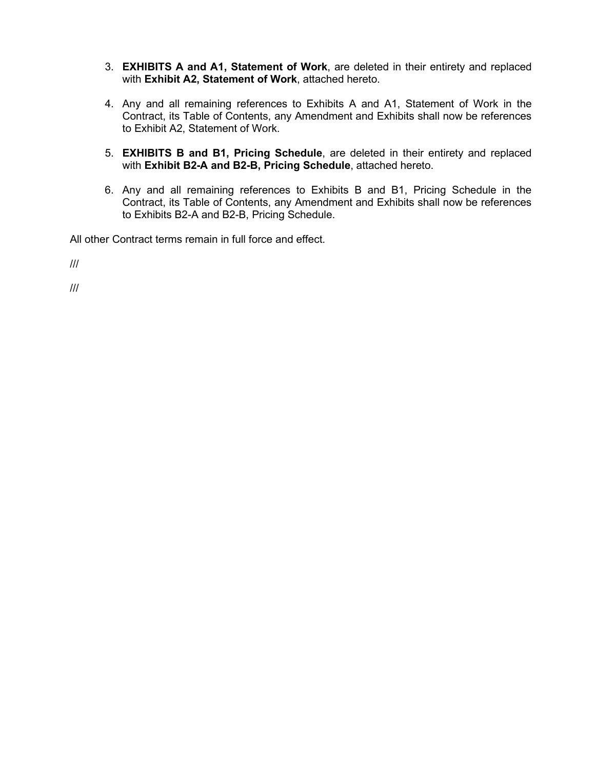3. **EXHIBITS A and A1, Statement of Work**, are deleted in their entirety and replaced with **Exhibit A2, Statement of Work**, attached hereto.

4. Any and all remaining references to Exhibits A and A1, Statement of Work in the Contract, its Table of Contents, any Amendment and Exhibits shall now be references to Exhibit A2, Statement of Work.

5. **EXHIBITS B and B1, Pricing Schedule**, are deleted in their entirety and replaced with **Exhibit B2-A and B2-B, Pricing Schedule**, attached hereto.

6. Any and all remaining references to Exhibits B and B1, Pricing Schedule in the Contract, its Table of Contents, any Amendment and Exhibits shall now be references to Exhibits B2-A and B2-B, Pricing Schedule.

All other Contract terms remain in full force and effect.

///

///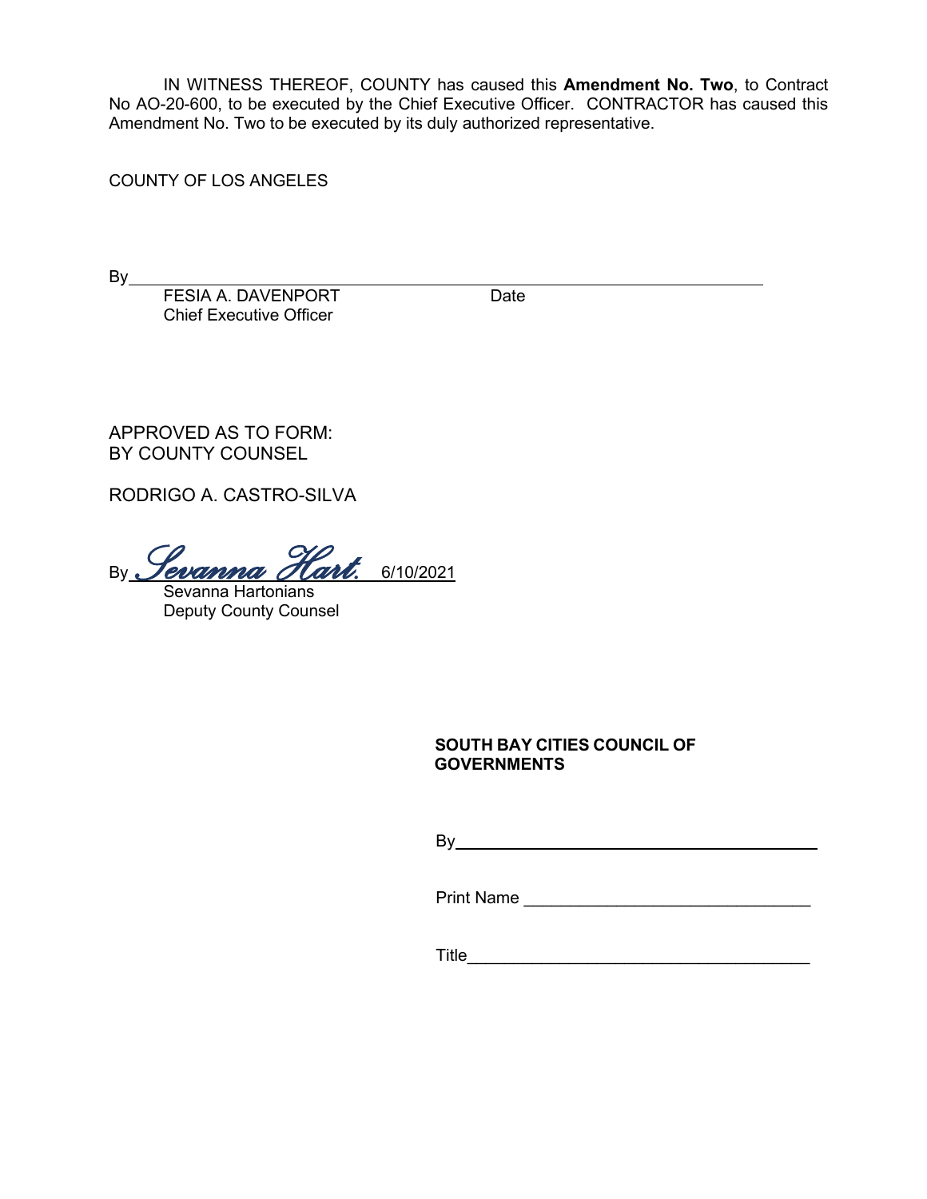IN WITNESS THEREOF, COUNTY has caused this **Amendment No. Two**, to Contract No AO-20-600, to be executed by the Chief Executive Officer. CONTRACTOR has caused this Amendment No. Two to be executed by its duly authorized representative.

COUNTY OF LOS ANGELES

By ______________________________________________

FESIA A. DAVENPORT Date
Chief Executive Officer

APPROVED AS TO FORM:
BY COUNTY COUNSEL

RODRIGO A. CASTRO-SILVA

By *Sevanna Hart.* 6/10/2021
Sevanna Hartonians
Deputy County Counsel

**SOUTH BAY CITIES COUNCIL OF GOVERNMENTS**

By ______________________________________________

Print Name ______________________________

Title ____________________________________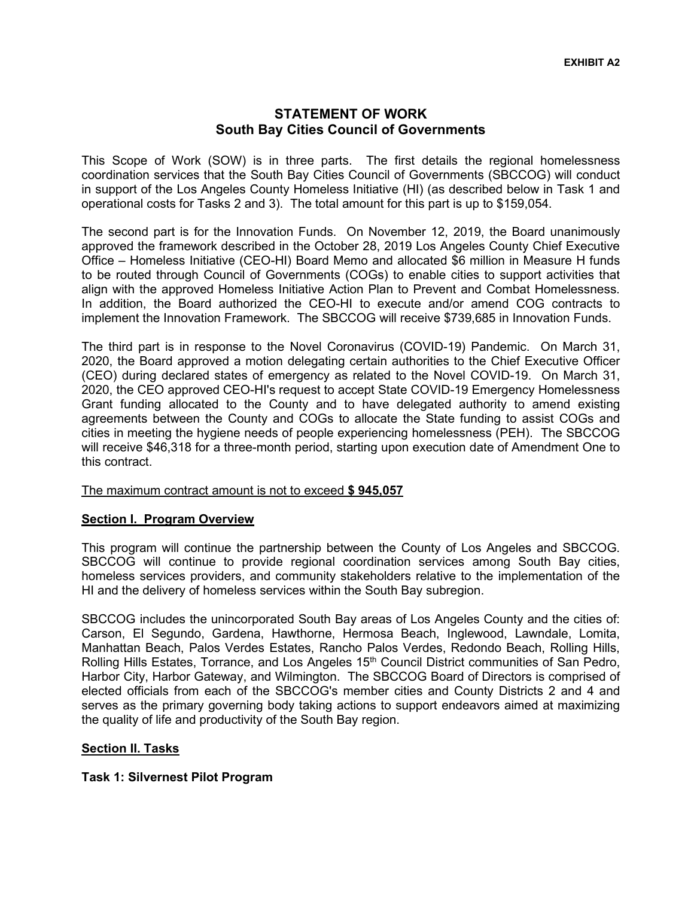**EXHIBIT A2**

## STATEMENT OF WORK
## South Bay Cities Council of Governments

This Scope of Work (SOW) is in three parts. The first details the regional homelessness coordination services that the South Bay Cities Council of Governments (SBCCOG) will conduct in support of the Los Angeles County Homeless Initiative (HI) (as described below in Task 1 and operational costs for Tasks 2 and 3). The total amount for this part is up to $159,054.

The second part is for the Innovation Funds. On November 12, 2019, the Board unanimously approved the framework described in the October 28, 2019 Los Angeles County Chief Executive Office – Homeless Initiative (CEO-HI) Board Memo and allocated $6 million in Measure H funds to be routed through Council of Governments (COGs) to enable cities to support activities that align with the approved Homeless Initiative Action Plan to Prevent and Combat Homelessness. In addition, the Board authorized the CEO-HI to execute and/or amend COG contracts to implement the Innovation Framework. The SBCCOG will receive $739,685 in Innovation Funds.

The third part is in response to the Novel Coronavirus (COVID-19) Pandemic. On March 31, 2020, the Board approved a motion delegating certain authorities to the Chief Executive Officer (CEO) during declared states of emergency as related to the Novel COVID-19. On March 31, 2020, the CEO approved CEO-HI's request to accept State COVID-19 Emergency Homelessness Grant funding allocated to the County and to have delegated authority to amend existing agreements between the County and COGs to allocate the State funding to assist COGs and cities in meeting the hygiene needs of people experiencing homelessness (PEH). The SBCCOG will receive $46,318 for a three-month period, starting upon execution date of Amendment One to this contract.

The maximum contract amount is not to exceed **$ 945,057**

### Section I. Program Overview

This program will continue the partnership between the County of Los Angeles and SBCCOG. SBCCOG will continue to provide regional coordination services among South Bay cities, homeless services providers, and community stakeholders relative to the implementation of the HI and the delivery of homeless services within the South Bay subregion.

SBCCOG includes the unincorporated South Bay areas of Los Angeles County and the cities of: Carson, El Segundo, Gardena, Hawthorne, Hermosa Beach, Inglewood, Lawndale, Lomita, Manhattan Beach, Palos Verdes Estates, Rancho Palos Verdes, Redondo Beach, Rolling Hills, Rolling Hills Estates, Torrance, and Los Angeles 15th Council District communities of San Pedro, Harbor City, Harbor Gateway, and Wilmington. The SBCCOG Board of Directors is comprised of elected officials from each of the SBCCOG's member cities and County Districts 2 and 4 and serves as the primary governing body taking actions to support endeavors aimed at maximizing the quality of life and productivity of the South Bay region.

### Section II. Tasks

#### Task 1: Silvernest Pilot Program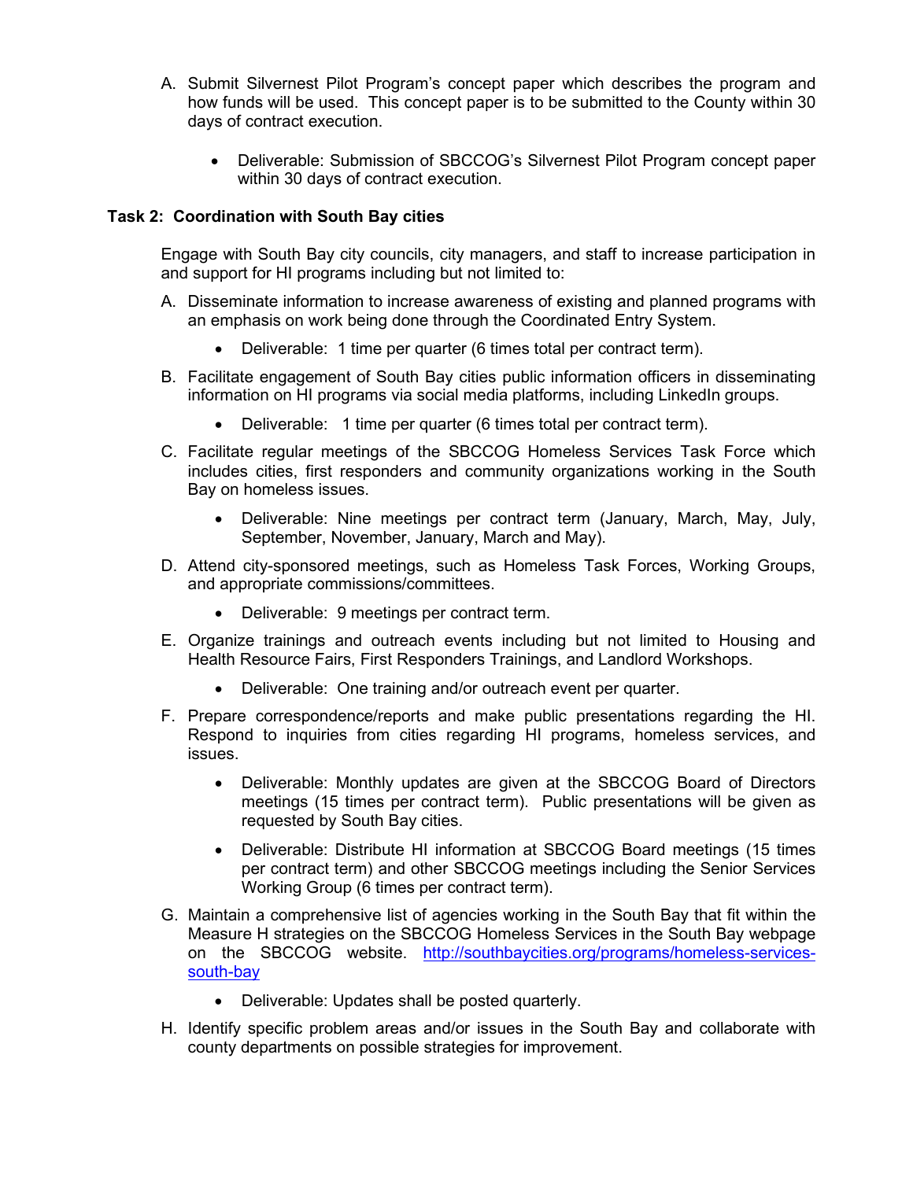A. Submit Silvernest Pilot Program's concept paper which describes the program and how funds will be used. This concept paper is to be submitted to the County within 30 days of contract execution.

    - Deliverable: Submission of SBCCOG's Silvernest Pilot Program concept paper within 30 days of contract execution.

**Task 2: Coordination with South Bay cities**

Engage with South Bay city councils, city managers, and staff to increase participation in and support for HI programs including but not limited to:

A. Disseminate information to increase awareness of existing and planned programs with an emphasis on work being done through the Coordinated Entry System.

    - Deliverable: 1 time per quarter (6 times total per contract term).

B. Facilitate engagement of South Bay cities public information officers in disseminating information on HI programs via social media platforms, including LinkedIn groups.

    - Deliverable: 1 time per quarter (6 times total per contract term).

C. Facilitate regular meetings of the SBCCOG Homeless Services Task Force which includes cities, first responders and community organizations working in the South Bay on homeless issues.

    - Deliverable: Nine meetings per contract term (January, March, May, July, September, November, January, March and May).

D. Attend city-sponsored meetings, such as Homeless Task Forces, Working Groups, and appropriate commissions/committees.

    - Deliverable: 9 meetings per contract term.

E. Organize trainings and outreach events including but not limited to Housing and Health Resource Fairs, First Responders Trainings, and Landlord Workshops.

    - Deliverable: One training and/or outreach event per quarter.

F. Prepare correspondence/reports and make public presentations regarding the HI. Respond to inquiries from cities regarding HI programs, homeless services, and issues.

    - Deliverable: Monthly updates are given at the SBCCOG Board of Directors meetings (15 times per contract term). Public presentations will be given as requested by South Bay cities.
    - Deliverable: Distribute HI information at SBCCOG Board meetings (15 times per contract term) and other SBCCOG meetings including the Senior Services Working Group (6 times per contract term).

G. Maintain a comprehensive list of agencies working in the South Bay that fit within the Measure H strategies on the SBCCOG Homeless Services in the South Bay webpage on the SBCCOG website. http://southbaycities.org/programs/homeless-services-south-bay

    - Deliverable: Updates shall be posted quarterly.

H. Identify specific problem areas and/or issues in the South Bay and collaborate with county departments on possible strategies for improvement.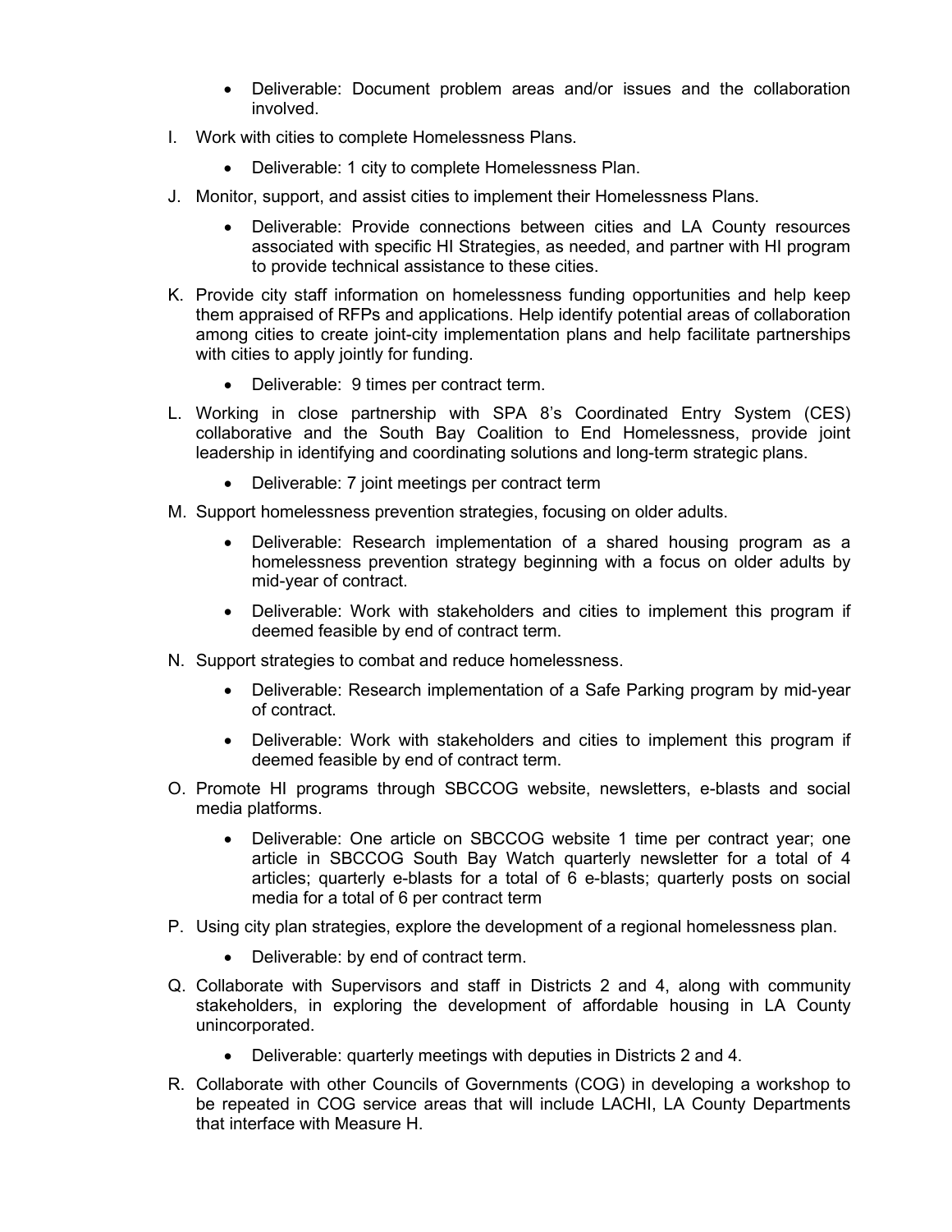- Deliverable: Document problem areas and/or issues and the collaboration involved.

I. Work with cities to complete Homelessness Plans.

   - Deliverable: 1 city to complete Homelessness Plan.

J. Monitor, support, and assist cities to implement their Homelessness Plans.

   - Deliverable: Provide connections between cities and LA County resources associated with specific HI Strategies, as needed, and partner with HI program to provide technical assistance to these cities.

K. Provide city staff information on homelessness funding opportunities and help keep them appraised of RFPs and applications. Help identify potential areas of collaboration among cities to create joint-city implementation plans and help facilitate partnerships with cities to apply jointly for funding.

   - Deliverable: 9 times per contract term.

L. Working in close partnership with SPA 8's Coordinated Entry System (CES) collaborative and the South Bay Coalition to End Homelessness, provide joint leadership in identifying and coordinating solutions and long-term strategic plans.

   - Deliverable: 7 joint meetings per contract term

M. Support homelessness prevention strategies, focusing on older adults.

   - Deliverable: Research implementation of a shared housing program as a homelessness prevention strategy beginning with a focus on older adults by mid-year of contract.
   - Deliverable: Work with stakeholders and cities to implement this program if deemed feasible by end of contract term.

N. Support strategies to combat and reduce homelessness.

   - Deliverable: Research implementation of a Safe Parking program by mid-year of contract.
   - Deliverable: Work with stakeholders and cities to implement this program if deemed feasible by end of contract term.

O. Promote HI programs through SBCCOG website, newsletters, e-blasts and social media platforms.

   - Deliverable: One article on SBCCOG website 1 time per contract year; one article in SBCCOG South Bay Watch quarterly newsletter for a total of 4 articles; quarterly e-blasts for a total of 6 e-blasts; quarterly posts on social media for a total of 6 per contract term

P. Using city plan strategies, explore the development of a regional homelessness plan.

   - Deliverable: by end of contract term.

Q. Collaborate with Supervisors and staff in Districts 2 and 4, along with community stakeholders, in exploring the development of affordable housing in LA County unincorporated.

   - Deliverable: quarterly meetings with deputies in Districts 2 and 4.

R. Collaborate with other Councils of Governments (COG) in developing a workshop to be repeated in COG service areas that will include LACHI, LA County Departments that interface with Measure H.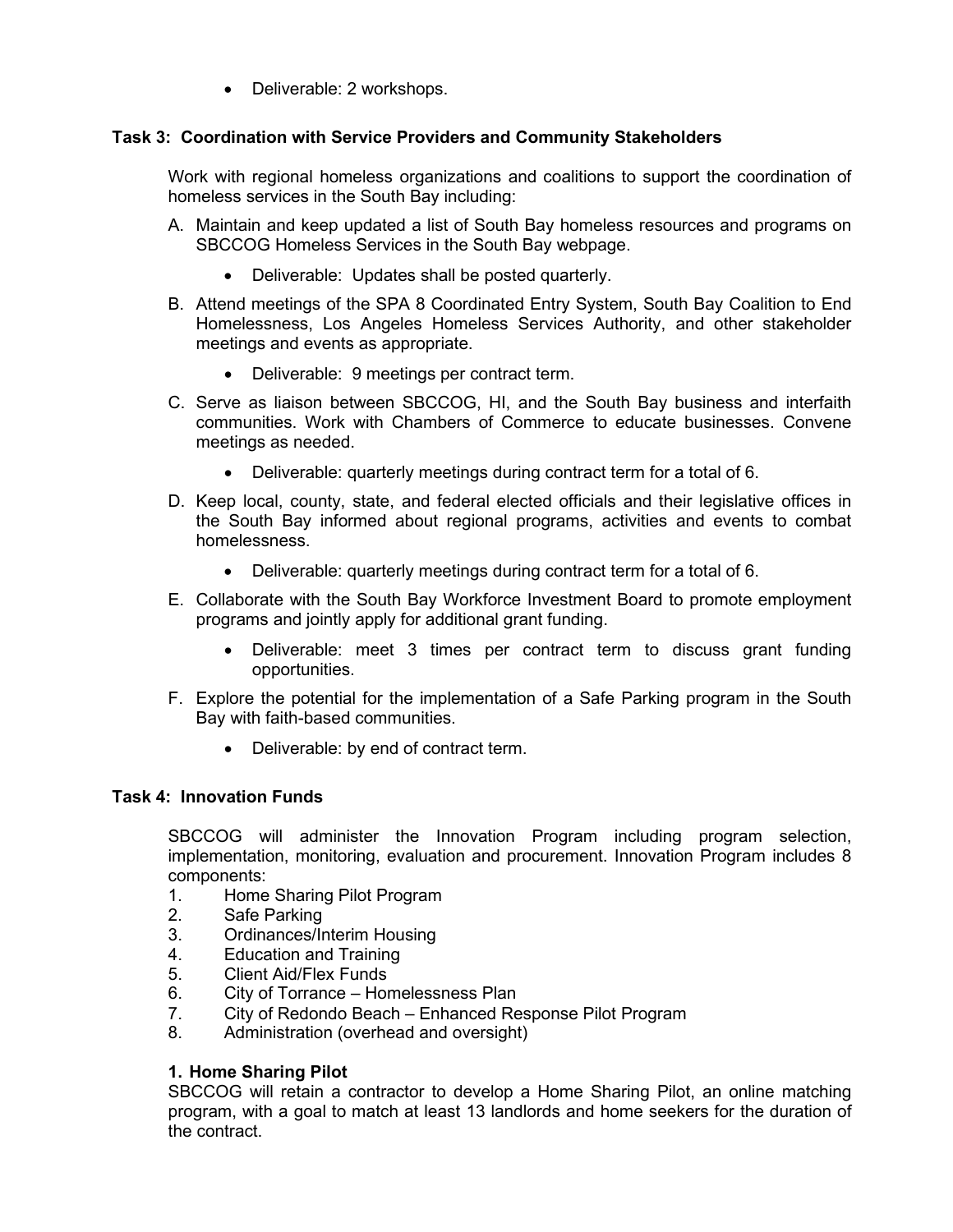- Deliverable: 2 workshops.

**Task 3: Coordination with Service Providers and Community Stakeholders**

Work with regional homeless organizations and coalitions to support the coordination of homeless services in the South Bay including:

A. Maintain and keep updated a list of South Bay homeless resources and programs on SBCCOG Homeless Services in the South Bay webpage.

   - Deliverable: Updates shall be posted quarterly.

B. Attend meetings of the SPA 8 Coordinated Entry System, South Bay Coalition to End Homelessness, Los Angeles Homeless Services Authority, and other stakeholder meetings and events as appropriate.

   - Deliverable: 9 meetings per contract term.

C. Serve as liaison between SBCCOG, HI, and the South Bay business and interfaith communities. Work with Chambers of Commerce to educate businesses. Convene meetings as needed.

   - Deliverable: quarterly meetings during contract term for a total of 6.

D. Keep local, county, state, and federal elected officials and their legislative offices in the South Bay informed about regional programs, activities and events to combat homelessness.

   - Deliverable: quarterly meetings during contract term for a total of 6.

E. Collaborate with the South Bay Workforce Investment Board to promote employment programs and jointly apply for additional grant funding.

   - Deliverable: meet 3 times per contract term to discuss grant funding opportunities.

F. Explore the potential for the implementation of a Safe Parking program in the South Bay with faith-based communities.

   - Deliverable: by end of contract term.

**Task 4: Innovation Funds**

SBCCOG will administer the Innovation Program including program selection, implementation, monitoring, evaluation and procurement. Innovation Program includes 8 components:

1. Home Sharing Pilot Program
2. Safe Parking
3. Ordinances/Interim Housing
4. Education and Training
5. Client Aid/Flex Funds
6. City of Torrance – Homelessness Plan
7. City of Redondo Beach – Enhanced Response Pilot Program
8. Administration (overhead and oversight)

**1. Home Sharing Pilot**

SBCCOG will retain a contractor to develop a Home Sharing Pilot, an online matching program, with a goal to match at least 13 landlords and home seekers for the duration of the contract.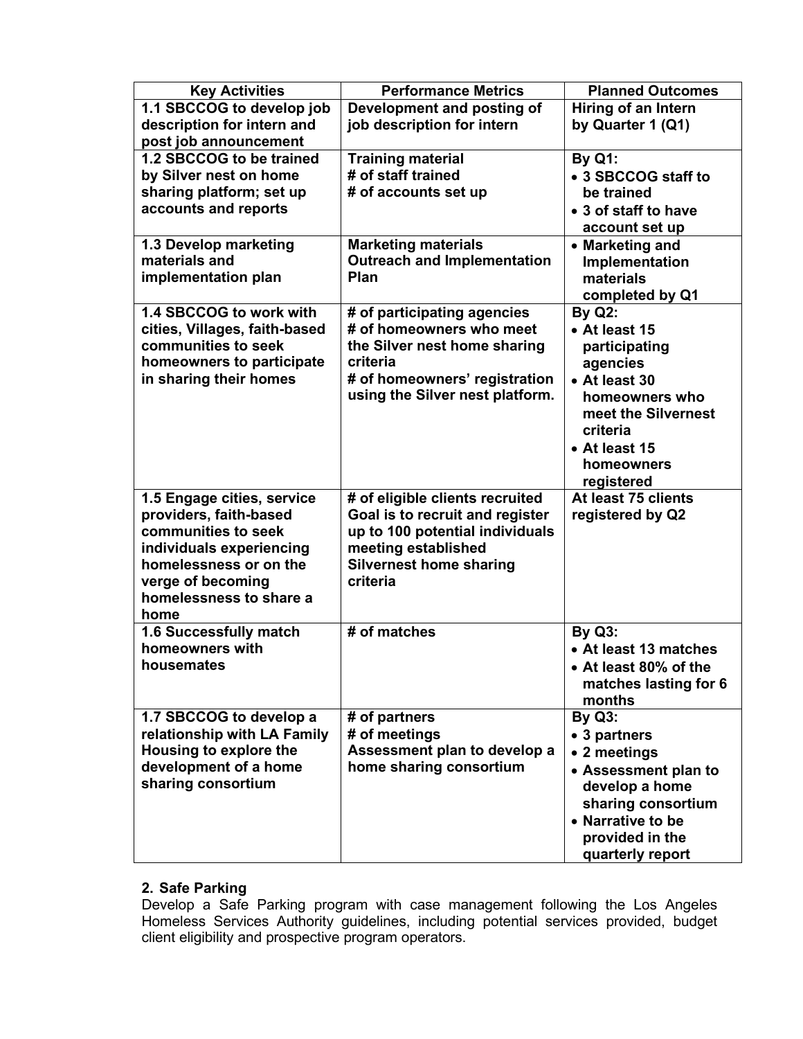| Key Activities | Performance Metrics | Planned Outcomes |
|---|---|---|
| **1.1 SBCCOG to develop job description for intern and post job announcement** | **Development and posting of job description for intern** | **Hiring of an Intern by Quarter 1 (Q1)** |
| **1.2 SBCCOG to be trained by Silver nest on home sharing platform; set up accounts and reports** | **Training material**<br>**# of staff trained**<br>**# of accounts set up** | **By Q1:**<br>• **3 SBCCOG staff to be trained**<br>• **3 of staff to have account set up** |
| **1.3 Develop marketing materials and implementation plan** | **Marketing materials**<br>**Outreach and Implementation Plan** | • **Marketing and Implementation materials completed by Q1** |
| **1.4 SBCCOG to work with cities, Villages, faith-based communities to seek homeowners to participate in sharing their homes** | **# of participating agencies**<br>**# of homeowners who meet the Silver nest home sharing criteria**<br>**# of homeowners' registration using the Silver nest platform.** | **By Q2:**<br>• **At least 15 participating agencies**<br>• **At least 30 homeowners who meet the Silvernest criteria**<br>• **At least 15 homeowners registered** |
| **1.5 Engage cities, service providers, faith-based communities to seek individuals experiencing homelessness or on the verge of becoming homelessness to share a home** | **# of eligible clients recruited**<br>**Goal is to recruit and register up to 100 potential individuals meeting established Silvernest home sharing criteria** | **At least 75 clients registered by Q2** |
| **1.6 Successfully match homeowners with housemates** | **# of matches** | **By Q3:**<br>• **At least 13 matches**<br>• **At least 80% of the matches lasting for 6 months** |
| **1.7 SBCCOG to develop a relationship with LA Family Housing to explore the development of a home sharing consortium** | **# of partners**<br>**# of meetings**<br>**Assessment plan to develop a home sharing consortium** | **By Q3:**<br>• **3 partners**<br>• **2 meetings**<br>• **Assessment plan to develop a home sharing consortium**<br>• **Narrative to be provided in the quarterly report** |

**2. Safe Parking**

Develop a Safe Parking program with case management following the Los Angeles Homeless Services Authority guidelines, including potential services provided, budget client eligibility and prospective program operators.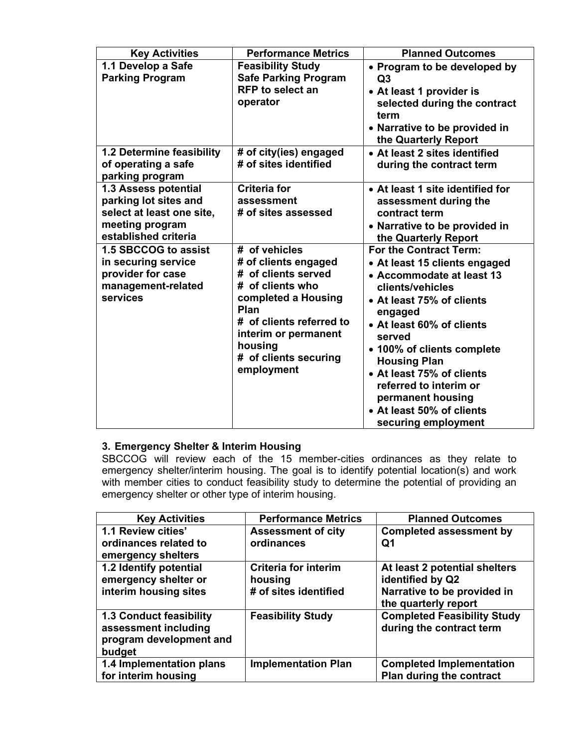| Key Activities | Performance Metrics | Planned Outcomes |
|---|---|---|
| **1.1 Develop a Safe Parking Program** | **Feasibility Study**<br>**Safe Parking Program**<br>**RFP to select an operator** | • **Program to be developed by Q3**<br>• **At least 1 provider is selected during the contract term**<br>• **Narrative to be provided in the Quarterly Report** |
| **1.2 Determine feasibility of operating a safe parking program** | **# of city(ies) engaged**<br>**# of sites identified** | • **At least 2 sites identified during the contract term** |
| **1.3 Assess potential parking lot sites and select at least one site, meeting program established criteria** | **Criteria for assessment**<br>**# of sites assessed** | • **At least 1 site identified for assessment during the contract term**<br>• **Narrative to be provided in the Quarterly Report** |
| **1.5 SBCCOG to assist in securing service provider for case management-related services** | **# of vehicles**<br>**# of clients engaged**<br>**# of clients served**<br>**# of clients who completed a Housing Plan**<br>**# of clients referred to interim or permanent housing**<br>**# of clients securing employment** | **For the Contract Term:**<br>• **At least 15 clients engaged**<br>• **Accommodate at least 13 clients/vehicles**<br>• **At least 75% of clients engaged**<br>• **At least 60% of clients served**<br>• **100% of clients complete Housing Plan**<br>• **At least 75% of clients referred to interim or permanent housing**<br>• **At least 50% of clients securing employment** |

### 3. Emergency Shelter & Interim Housing

SBCCOG will review each of the 15 member-cities ordinances as they relate to emergency shelter/interim housing. The goal is to identify potential location(s) and work with member cities to conduct feasibility study to determine the potential of providing an emergency shelter or other type of interim housing.

| Key Activities | Performance Metrics | Planned Outcomes |
|---|---|---|
| **1.1 Review cities' ordinances related to emergency shelters** | **Assessment of city ordinances** | **Completed assessment by Q1** |
| **1.2 Identify potential emergency shelter or interim housing sites** | **Criteria for interim housing**<br>**# of sites identified** | **At least 2 potential shelters identified by Q2**<br>**Narrative to be provided in the quarterly report** |
| **1.3 Conduct feasibility assessment including program development and budget** | **Feasibility Study** | **Completed Feasibility Study during the contract term** |
| **1.4 Implementation plans for interim housing** | **Implementation Plan** | **Completed Implementation Plan during the contract** |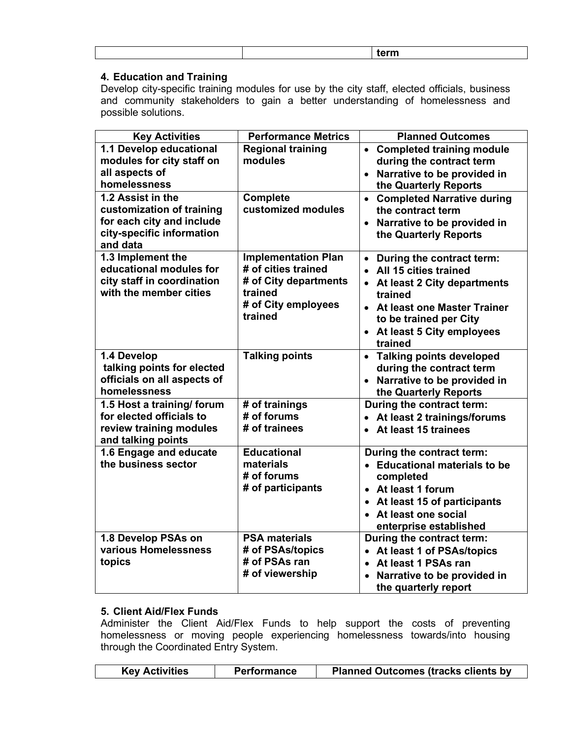| | | term |
|---|---|---|

## 4. Education and Training

Develop city-specific training modules for use by the city staff, elected officials, business and community stakeholders to gain a better understanding of homelessness and possible solutions.

| Key Activities | Performance Metrics | Planned Outcomes |
|---|---|---|
| **1.1 Develop educational modules for city staff on all aspects of homelessness** | **Regional training modules** | • **Completed training module during the contract term**<br>• **Narrative to be provided in the Quarterly Reports** |
| **1.2 Assist in the customization of training for each city and include city-specific information and data** | **Complete customized modules** | • **Completed Narrative during the contract term**<br>• **Narrative to be provided in the Quarterly Reports** |
| **1.3 Implement the educational modules for city staff in coordination with the member cities** | **Implementation Plan**<br>**# of cities trained**<br>**# of City departments trained**<br>**# of City employees trained** | • **During the contract term:**<br>• **All 15 cities trained**<br>• **At least 2 City departments trained**<br>• **At least one Master Trainer to be trained per City**<br>• **At least 5 City employees trained** |
| **1.4 Develop talking points for elected officials on all aspects of homelessness** | **Talking points** | • **Talking points developed during the contract term**<br>• **Narrative to be provided in the Quarterly Reports** |
| **1.5 Host a training/ forum for elected officials to review training modules and talking points** | **# of trainings**<br>**# of forums**<br>**# of trainees** | **During the contract term:**<br>• **At least 2 trainings/forums**<br>• **At least 15 trainees** |
| **1.6 Engage and educate the business sector** | **Educational materials**<br>**# of forums**<br>**# of participants** | **During the contract term:**<br>• **Educational materials to be completed**<br>• **At least 1 forum**<br>• **At least 15 of participants**<br>• **At least one social enterprise established** |
| **1.8 Develop PSAs on various Homelessness topics** | **PSA materials**<br>**# of PSAs/topics**<br>**# of PSAs ran**<br>**# of viewership** | **During the contract term:**<br>• **At least 1 of PSAs/topics**<br>• **At least 1 PSAs ran**<br>• **Narrative to be provided in the quarterly report** |

## 5. Client Aid/Flex Funds

Administer the Client Aid/Flex Funds to help support the costs of preventing homelessness or moving people experiencing homelessness towards/into housing through the Coordinated Entry System.

| Key Activities | Performance | Planned Outcomes (tracks clients by |
|---|---|---|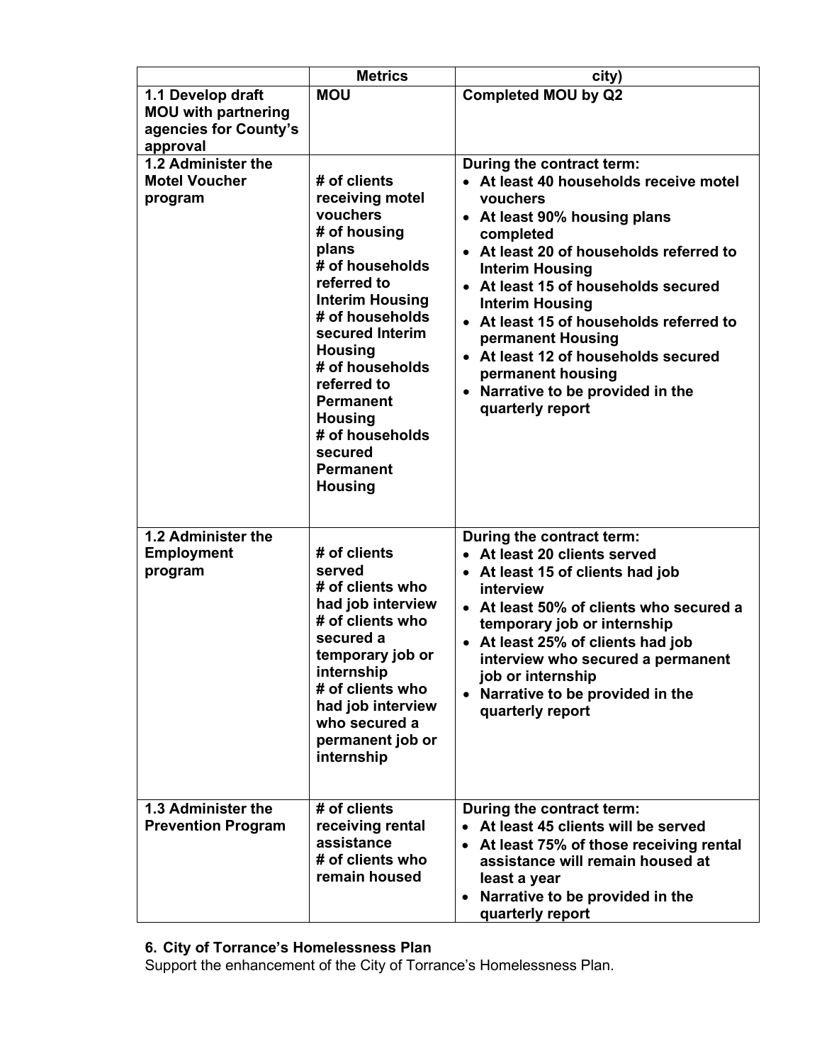| | Metrics | city) |
|---|---|---|
| **1.1 Develop draft MOU with partnering agencies for County's approval** | **MOU** | **Completed MOU by Q2** |
| **1.2 Administer the Motel Voucher program** | **# of clients receiving motel vouchers**<br>**# of housing plans**<br>**# of households referred to Interim Housing**<br>**# of households secured Interim Housing**<br>**# of households referred to Permanent Housing**<br>**# of households secured Permanent Housing** | **During the contract term:**<br>• **At least 40 households receive motel vouchers**<br>• **At least 90% housing plans completed**<br>• **At least 20 of households referred to Interim Housing**<br>• **At least 15 of households secured Interim Housing**<br>• **At least 15 of households referred to permanent Housing**<br>• **At least 12 of households secured permanent housing**<br>• **Narrative to be provided in the quarterly report** |
| **1.2 Administer the Employment program** | **# of clients served**<br>**# of clients who had job interview**<br>**# of clients who secured a temporary job or internship**<br>**# of clients who had job interview who secured a permanent job or internship** | **During the contract term:**<br>• **At least 20 clients served**<br>• **At least 15 of clients had job interview**<br>• **At least 50% of clients who secured a temporary job or internship**<br>• **At least 25% of clients had job interview who secured a permanent job or internship**<br>• **Narrative to be provided in the quarterly report** |
| **1.3 Administer the Prevention Program** | **# of clients receiving rental assistance**<br>**# of clients who remain housed** | **During the contract term:**<br>• **At least 45 clients will be served**<br>• **At least 75% of those receiving rental assistance will remain housed at least a year**<br>• **Narrative to be provided in the quarterly report** |

**6. City of Torrance's Homelessness Plan**

Support the enhancement of the City of Torrance's Homelessness Plan.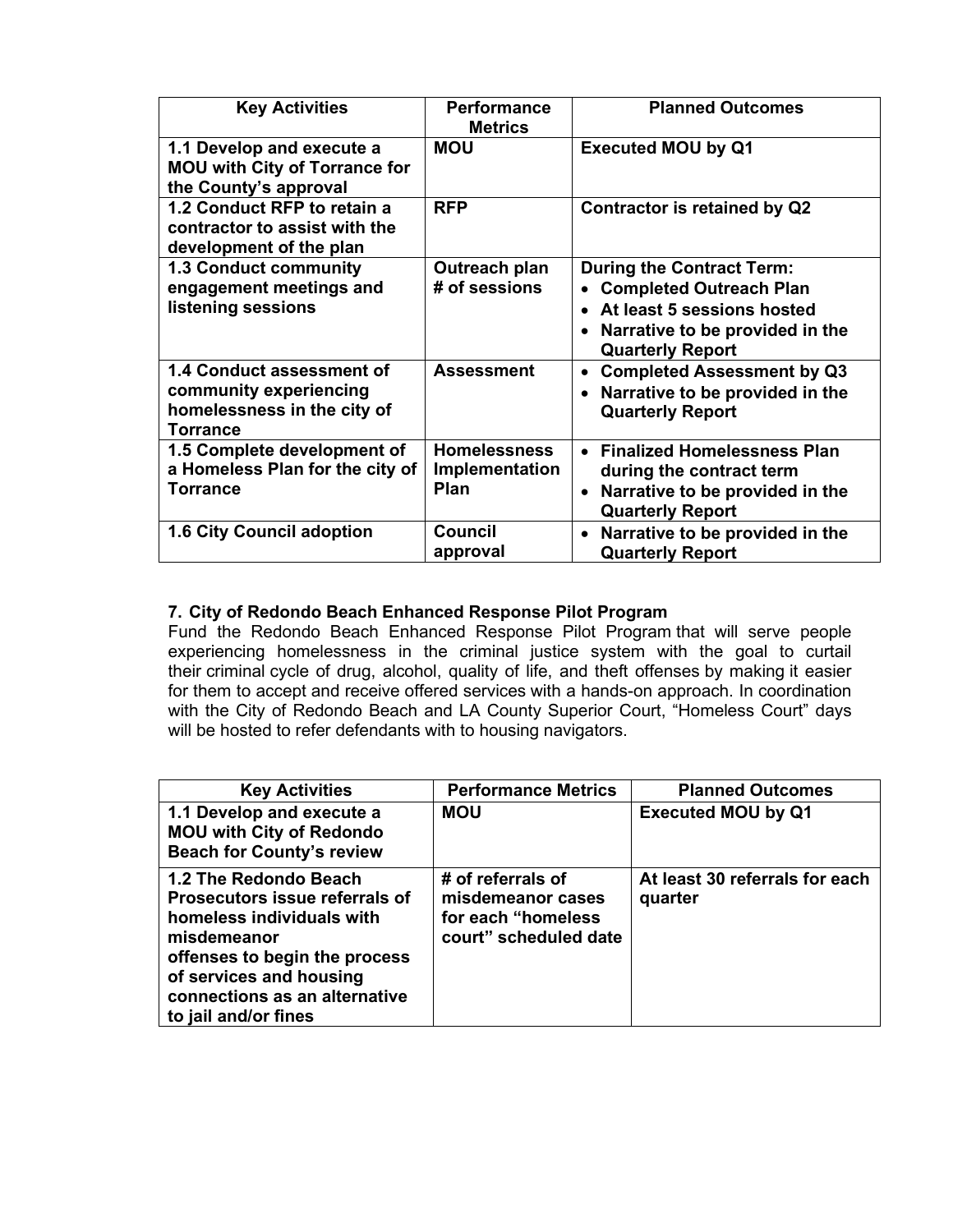| Key Activities | Performance Metrics | Planned Outcomes |
|---|---|---|
| **1.1 Develop and execute a MOU with City of Torrance for the County's approval** | **MOU** | **Executed MOU by Q1** |
| **1.2 Conduct RFP to retain a contractor to assist with the development of the plan** | **RFP** | **Contractor is retained by Q2** |
| **1.3 Conduct community engagement meetings and listening sessions** | **Outreach plan # of sessions** | **During the Contract Term:** <br>• **Completed Outreach Plan** <br>• **At least 5 sessions hosted** <br>• **Narrative to be provided in the Quarterly Report** |
| **1.4 Conduct assessment of community experiencing homelessness in the city of Torrance** | **Assessment** | • **Completed Assessment by Q3** <br>• **Narrative to be provided in the Quarterly Report** |
| **1.5 Complete development of a Homeless Plan for the city of Torrance** | **Homelessness Implementation Plan** | • **Finalized Homelessness Plan during the contract term** <br>• **Narrative to be provided in the Quarterly Report** |
| **1.6 City Council adoption** | **Council approval** | • **Narrative to be provided in the Quarterly Report** |

**7. City of Redondo Beach Enhanced Response Pilot Program**

Fund the Redondo Beach Enhanced Response Pilot Program that will serve people experiencing homelessness in the criminal justice system with the goal to curtail their criminal cycle of drug, alcohol, quality of life, and theft offenses by making it easier for them to accept and receive offered services with a hands-on approach. In coordination with the City of Redondo Beach and LA County Superior Court, "Homeless Court" days will be hosted to refer defendants with to housing navigators.

| Key Activities | Performance Metrics | Planned Outcomes |
|---|---|---|
| **1.1 Develop and execute a MOU with City of Redondo Beach for County's review** | **MOU** | **Executed MOU by Q1** |
| **1.2 The Redondo Beach Prosecutors issue referrals of homeless individuals with misdemeanor offenses to begin the process of services and housing connections as an alternative to jail and/or fines** | **# of referrals of misdemeanor cases for each "homeless court" scheduled date** | **At least 30 referrals for each quarter** |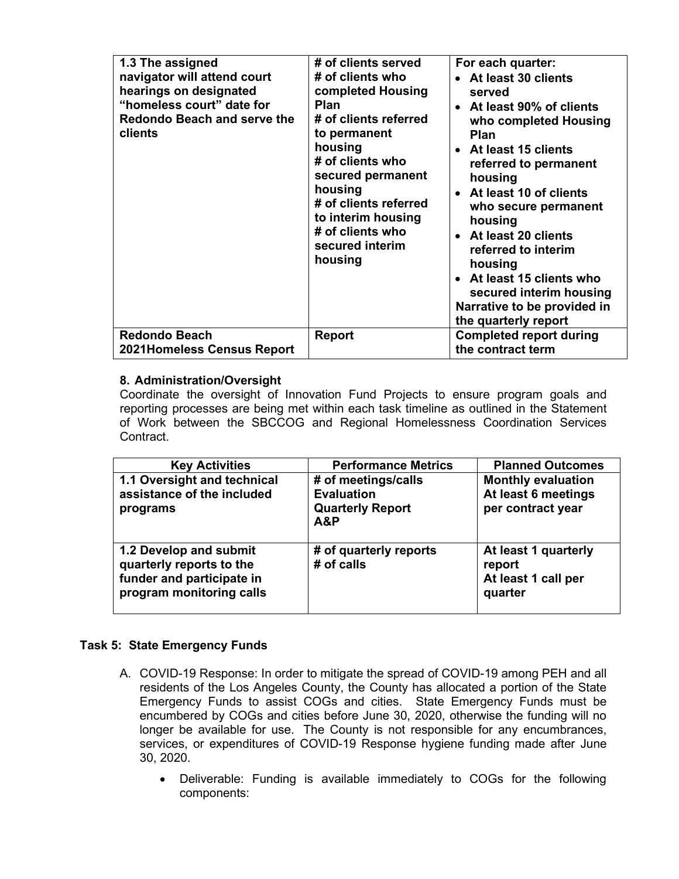| 1.3 The assigned navigator will attend court hearings on designated "homeless court" date for Redondo Beach and serve the clients | # of clients served<br># of clients who completed Housing Plan<br># of clients referred to permanent housing<br># of clients who secured permanent housing<br># of clients referred to interim housing<br># of clients who secured interim housing | For each quarter:<br>• At least 30 clients served<br>• At least 90% of clients who completed Housing Plan<br>• At least 15 clients referred to permanent housing<br>• At least 10 of clients who secure permanent housing<br>• At least 20 clients referred to interim housing<br>• At least 15 clients who secured interim housing<br>Narrative to be provided in the quarterly report |
|---|---|---|
| **Redondo Beach 2021Homeless Census Report** | **Report** | **Completed report during the contract term** |

### 8. Administration/Oversight

Coordinate the oversight of Innovation Fund Projects to ensure program goals and reporting processes are being met within each task timeline as outlined in the Statement of Work between the SBCCOG and Regional Homelessness Coordination Services Contract.

| Key Activities | Performance Metrics | Planned Outcomes |
|---|---|---|
| **1.1 Oversight and technical assistance of the included programs** | **# of meetings/calls<br>Evaluation<br>Quarterly Report<br>A&P** | **Monthly evaluation<br>At least 6 meetings per contract year** |
| **1.2 Develop and submit quarterly reports to the funder and participate in program monitoring calls** | **# of quarterly reports<br># of calls** | **At least 1 quarterly report<br>At least 1 call per quarter** |

## Task 5: State Emergency Funds

A. COVID-19 Response: In order to mitigate the spread of COVID-19 among PEH and all residents of the Los Angeles County, the County has allocated a portion of the State Emergency Funds to assist COGs and cities. State Emergency Funds must be encumbered by COGs and cities before June 30, 2020, otherwise the funding will no longer be available for use. The County is not responsible for any encumbrances, services, or expenditures of COVID-19 Response hygiene funding made after June 30, 2020.

- Deliverable: Funding is available immediately to COGs for the following components: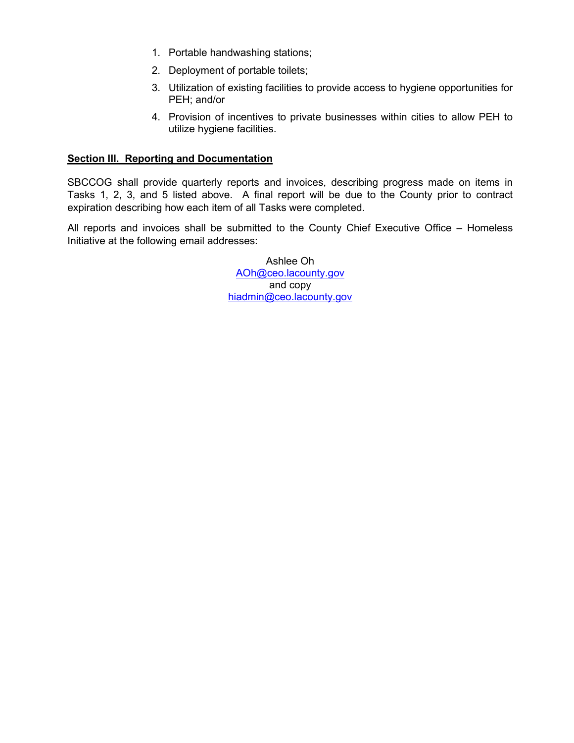1. Portable handwashing stations;
2. Deployment of portable toilets;
3. Utilization of existing facilities to provide access to hygiene opportunities for PEH; and/or
4. Provision of incentives to private businesses within cities to allow PEH to utilize hygiene facilities.

**Section III. Reporting and Documentation**

SBCCOG shall provide quarterly reports and invoices, describing progress made on items in Tasks 1, 2, 3, and 5 listed above. A final report will be due to the County prior to contract expiration describing how each item of all Tasks were completed.

All reports and invoices shall be submitted to the County Chief Executive Office – Homeless Initiative at the following email addresses:

Ashlee Oh
AOh@ceo.lacounty.gov
and copy
hiadmin@ceo.lacounty.gov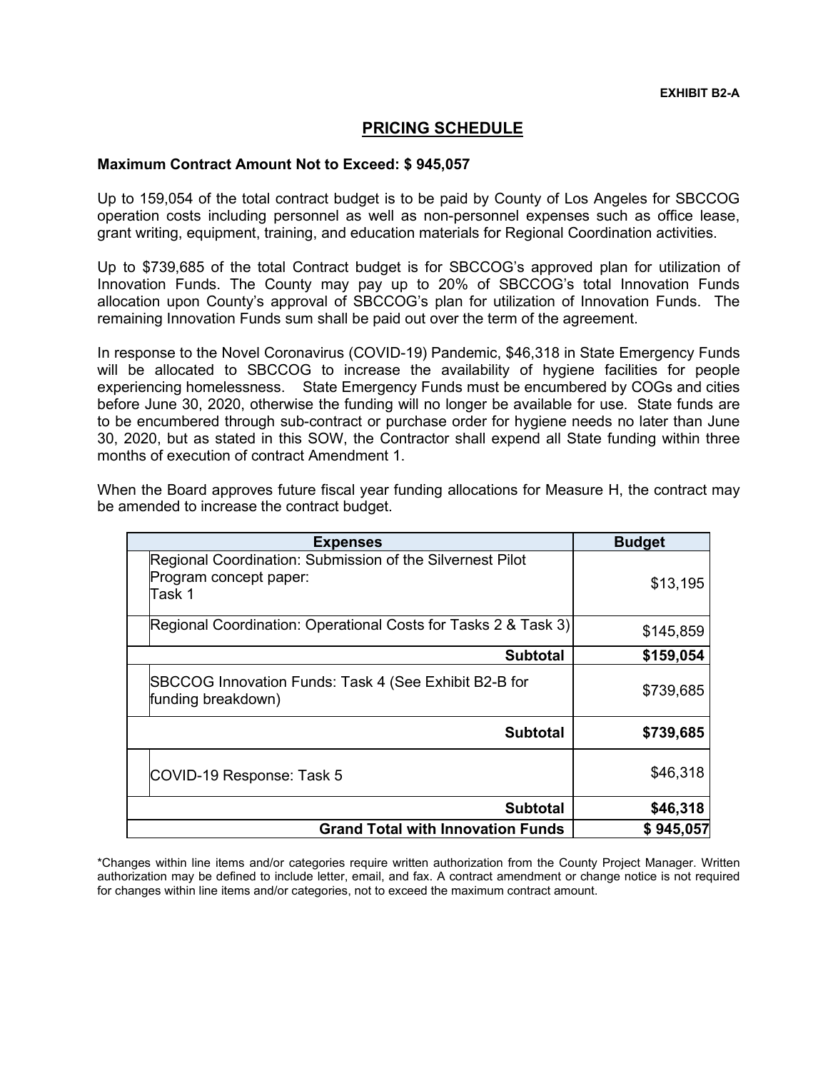**EXHIBIT B2-A**

## PRICING SCHEDULE

**Maximum Contract Amount Not to Exceed: $ 945,057**

Up to 159,054 of the total contract budget is to be paid by County of Los Angeles for SBCCOG operation costs including personnel as well as non-personnel expenses such as office lease, grant writing, equipment, training, and education materials for Regional Coordination activities.

Up to $739,685 of the total Contract budget is for SBCCOG's approved plan for utilization of Innovation Funds. The County may pay up to 20% of SBCCOG's total Innovation Funds allocation upon County's approval of SBCCOG's plan for utilization of Innovation Funds. The remaining Innovation Funds sum shall be paid out over the term of the agreement.

In response to the Novel Coronavirus (COVID-19) Pandemic, $46,318 in State Emergency Funds will be allocated to SBCCOG to increase the availability of hygiene facilities for people experiencing homelessness. State Emergency Funds must be encumbered by COGs and cities before June 30, 2020, otherwise the funding will no longer be available for use. State funds are to be encumbered through sub-contract or purchase order for hygiene needs no later than June 30, 2020, but as stated in this SOW, the Contractor shall expend all State funding within three months of execution of contract Amendment 1.

When the Board approves future fiscal year funding allocations for Measure H, the contract may be amended to increase the contract budget.

| Expenses | Budget |
|---|---|
| Regional Coordination: Submission of the Silvernest Pilot Program concept paper: Task 1 | $13,195 |
| Regional Coordination: Operational Costs for Tasks 2 & Task 3) | $145,859 |
| **Subtotal** | **$159,054** |
| SBCCOG Innovation Funds: Task 4 (See Exhibit B2-B for funding breakdown) | $739,685 |
| **Subtotal** | **$739,685** |
| COVID-19 Response: Task 5 | $46,318 |
| **Subtotal** | **$46,318** |
| **Grand Total with Innovation Funds** | **$ 945,057** |

*Changes within line items and/or categories require written authorization from the County Project Manager. Written authorization may be defined to include letter, email, and fax. A contract amendment or change notice is not required for changes within line items and/or categories, not to exceed the maximum contract amount.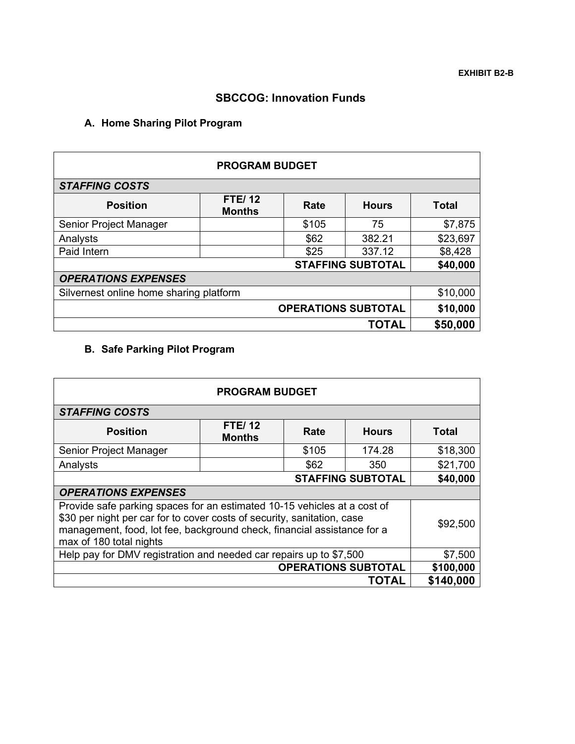**EXHIBIT B2-B**

## SBCCOG: Innovation Funds

### A. Home Sharing Pilot Program

| PROGRAM BUDGET | | | | |
|---|---|---|---|---|
| ***STAFFING COSTS*** | | | | |
| **Position** | **FTE/ 12 Months** | **Rate** | **Hours** | **Total** |
| Senior Project Manager | | $105 | 75 | $7,875 |
| Analysts | | $62 | 382.21 | $23,697 |
| Paid Intern | | $25 | 337.12 | $8,428 |
| | | **STAFFING SUBTOTAL** | | **$40,000** |
| ***OPERATIONS EXPENSES*** | | | | |
| Silvernest online home sharing platform | | | | $10,000 |
| | | **OPERATIONS SUBTOTAL** | | **$10,000** |
| | | | **TOTAL** | **$50,000** |

### B. Safe Parking Pilot Program

| PROGRAM BUDGET | | | | |
|---|---|---|---|---|
| ***STAFFING COSTS*** | | | | |
| **Position** | **FTE/ 12 Months** | **Rate** | **Hours** | **Total** |
| Senior Project Manager | | $105 | 174.28 | $18,300 |
| Analysts | | $62 | 350 | $21,700 |
| | | **STAFFING SUBTOTAL** | | **$40,000** |
| ***OPERATIONS EXPENSES*** | | | | |
| Provide safe parking spaces for an estimated 10-15 vehicles at a cost of $30 per night per car for to cover costs of security, sanitation, case management, food, lot fee, background check, financial assistance for a max of 180 total nights | | | | $92,500 |
| Help pay for DMV registration and needed car repairs up to $7,500 | | | | $7,500 |
| | | **OPERATIONS SUBTOTAL** | | **$100,000** |
| | | | **TOTAL** | **$140,000** |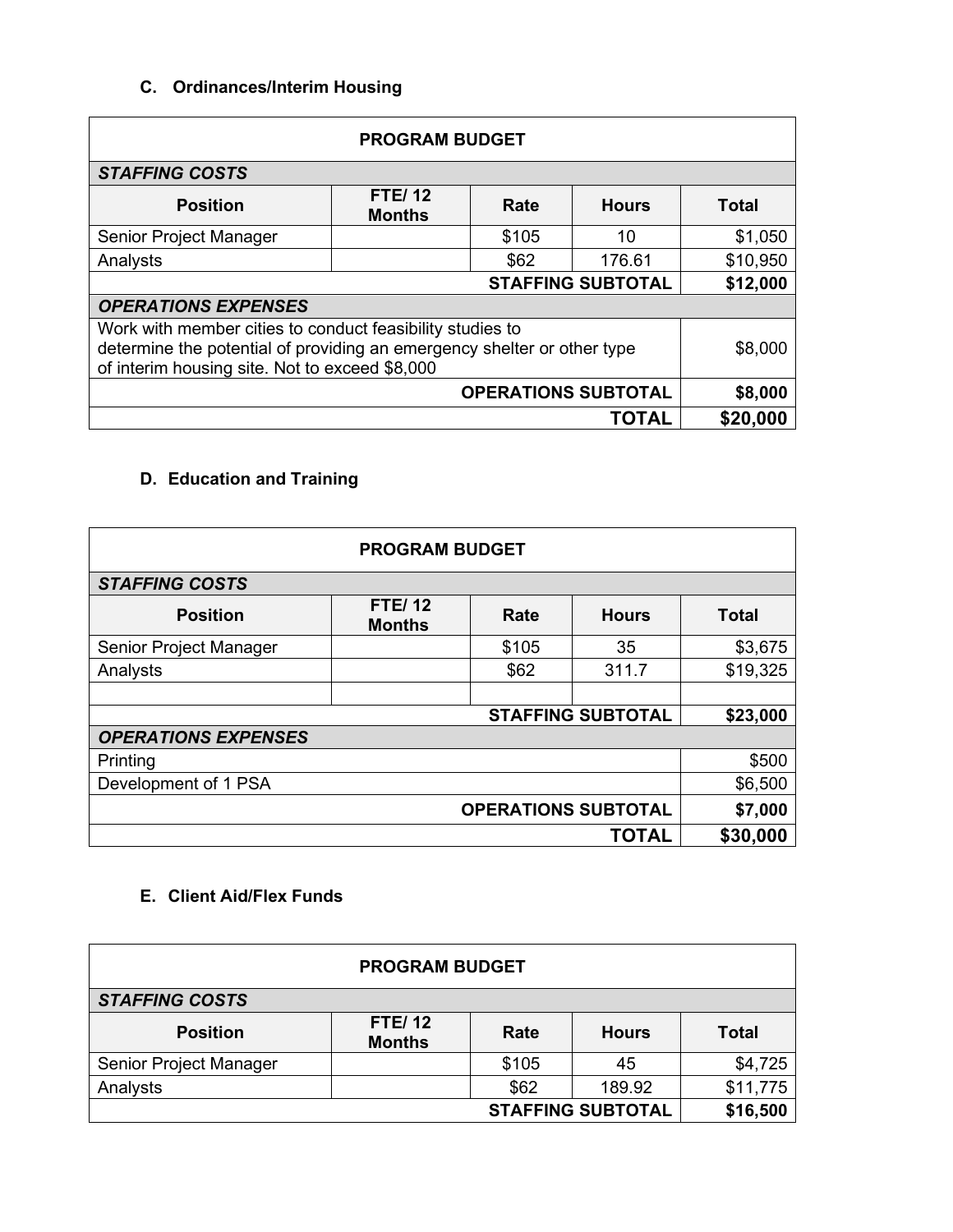### C. Ordinances/Interim Housing

| PROGRAM BUDGET | | | | |
|---|---|---|---|---|
| ***STAFFING COSTS*** | | | | |
| **Position** | **FTE/ 12 Months** | **Rate** | **Hours** | **Total** |
| Senior Project Manager | | $105 | 10 | $1,050 |
| Analysts | | $62 | 176.61 | $10,950 |
| | | | **STAFFING SUBTOTAL** | **$12,000** |
| ***OPERATIONS EXPENSES*** | | | | |
| Work with member cities to conduct feasibility studies to determine the potential of providing an emergency shelter or other type of interim housing site. Not to exceed $8,000 | | | | $8,000 |
| | | | **OPERATIONS SUBTOTAL** | **$8,000** |
| | | | **TOTAL** | **$20,000** |

### D. Education and Training

| PROGRAM BUDGET | | | | |
|---|---|---|---|---|
| ***STAFFING COSTS*** | | | | |
| **Position** | **FTE/ 12 Months** | **Rate** | **Hours** | **Total** |
| Senior Project Manager | | $105 | 35 | $3,675 |
| Analysts | | $62 | 311.7 | $19,325 |
| | | | | |
| | | | **STAFFING SUBTOTAL** | **$23,000** |
| ***OPERATIONS EXPENSES*** | | | | |
| Printing | | | | $500 |
| Development of 1 PSA | | | | $6,500 |
| | | | **OPERATIONS SUBTOTAL** | **$7,000** |
| | | | **TOTAL** | **$30,000** |

### E. Client Aid/Flex Funds

| PROGRAM BUDGET | | | | |
|---|---|---|---|---|
| ***STAFFING COSTS*** | | | | |
| **Position** | **FTE/ 12 Months** | **Rate** | **Hours** | **Total** |
| Senior Project Manager | | $105 | 45 | $4,725 |
| Analysts | | $62 | 189.92 | $11,775 |
| | | | **STAFFING SUBTOTAL** | **$16,500** |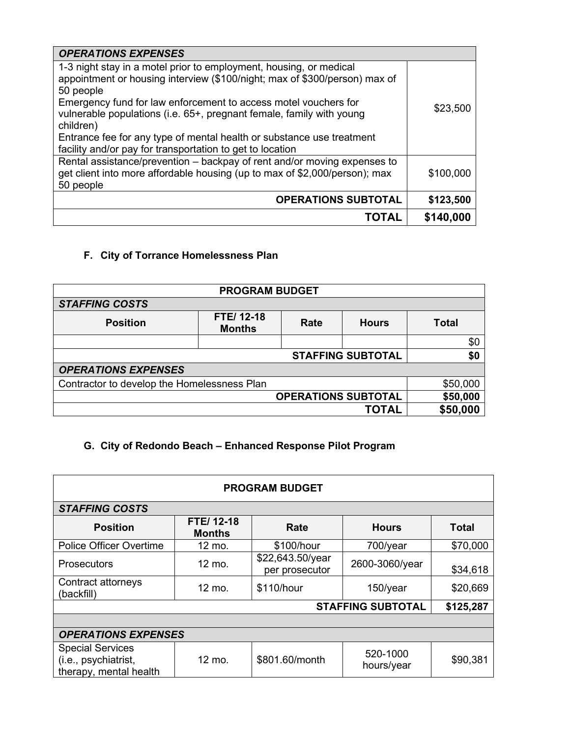| OPERATIONS EXPENSES | |
|---|---|
| 1-3 night stay in a motel prior to employment, housing, or medical appointment or housing interview ($100/night; max of $300/person) max of 50 people<br>Emergency fund for law enforcement to access motel vouchers for vulnerable populations (i.e. 65+, pregnant female, family with young children)<br>Entrance fee for any type of mental health or substance use treatment facility and/or pay for transportation to get to location | $23,500 |
| Rental assistance/prevention – backpay of rent and/or moving expenses to get client into more affordable housing (up to max of $2,000/person); max 50 people | $100,000 |
| **OPERATIONS SUBTOTAL** | **$123,500** |
| **TOTAL** | **$140,000** |

### F. City of Torrance Homelessness Plan

| **PROGRAM BUDGET** | | | | |
|---|---|---|---|---|
| ***STAFFING COSTS*** | | | | |
| **Position** | **FTE/ 12-18 Months** | **Rate** | **Hours** | **Total** |
| | | | | $0 |
| | | | **STAFFING SUBTOTAL** | **$0** |
| ***OPERATIONS EXPENSES*** | | | | |
| Contractor to develop the Homelessness Plan | | | | $50,000 |
| | | | **OPERATIONS SUBTOTAL** | **$50,000** |
| | | | **TOTAL** | **$50,000** |

### G. City of Redondo Beach – Enhanced Response Pilot Program

| **PROGRAM BUDGET** | | | | |
|---|---|---|---|---|
| ***STAFFING COSTS*** | | | | |
| **Position** | **FTE/ 12-18 Months** | **Rate** | **Hours** | **Total** |
| Police Officer Overtime | 12 mo. | $100/hour | 700/year | $70,000 |
| Prosecutors | 12 mo. | $22,643.50/year per prosecutor | 2600-3060/year | $34,618 |
| Contract attorneys (backfill) | 12 mo. | $110/hour | 150/year | $20,669 |
| | | | **STAFFING SUBTOTAL** | **$125,287** |
| | | | | |
| ***OPERATIONS EXPENSES*** | | | | |
| Special Services (i.e., psychiatrist, therapy, mental health | 12 mo. | $801.60/month | 520-1000 hours/year | $90,381 |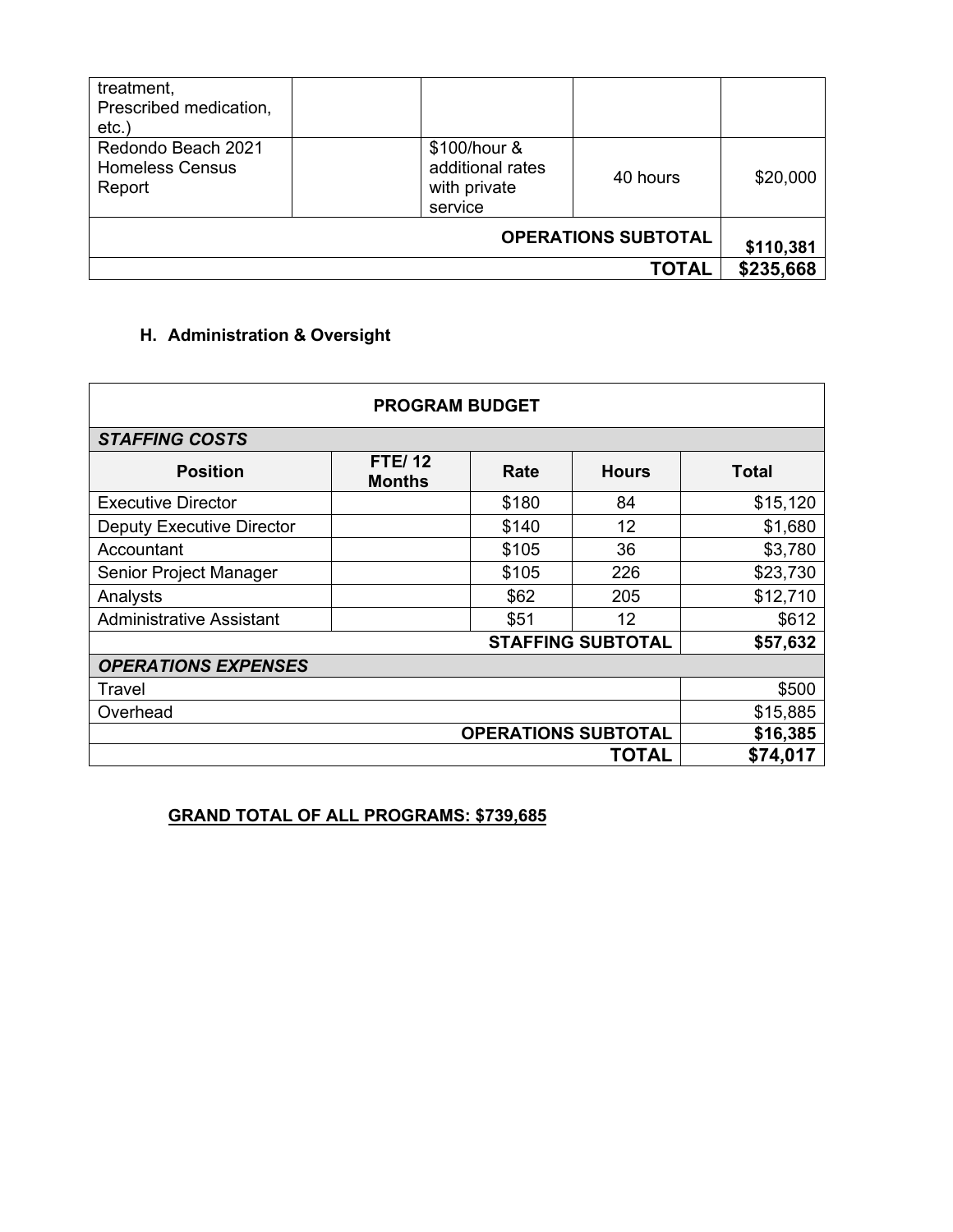| | | | | |
|---|---|---|---|---|
| treatment, Prescribed medication, etc.) | | | | |
| Redondo Beach 2021 Homeless Census Report | | $100/hour & additional rates with private service | 40 hours | $20,000 |
| | | | **OPERATIONS SUBTOTAL** | **$110,381** |
| | | | **TOTAL** | **$235,668** |

### H. Administration & Oversight

| **PROGRAM BUDGET** | | | | |
|---|---|---|---|---|
| ***STAFFING COSTS*** | | | | |
| **Position** | **FTE/ 12 Months** | **Rate** | **Hours** | **Total** |
| Executive Director | | $180 | 84 | $15,120 |
| Deputy Executive Director | | $140 | 12 | $1,680 |
| Accountant | | $105 | 36 | $3,780 |
| Senior Project Manager | | $105 | 226 | $23,730 |
| Analysts | | $62 | 205 | $12,710 |
| Administrative Assistant | | $51 | 12 | $612 |
| | | | **STAFFING SUBTOTAL** | **$57,632** |
| ***OPERATIONS EXPENSES*** | | | | |
| Travel | | | | $500 |
| Overhead | | | | $15,885 |
| | | | **OPERATIONS SUBTOTAL** | **$16,385** |
| | | | **TOTAL** | **$74,017** |

**GRAND TOTAL OF ALL PROGRAMS: $739,685**